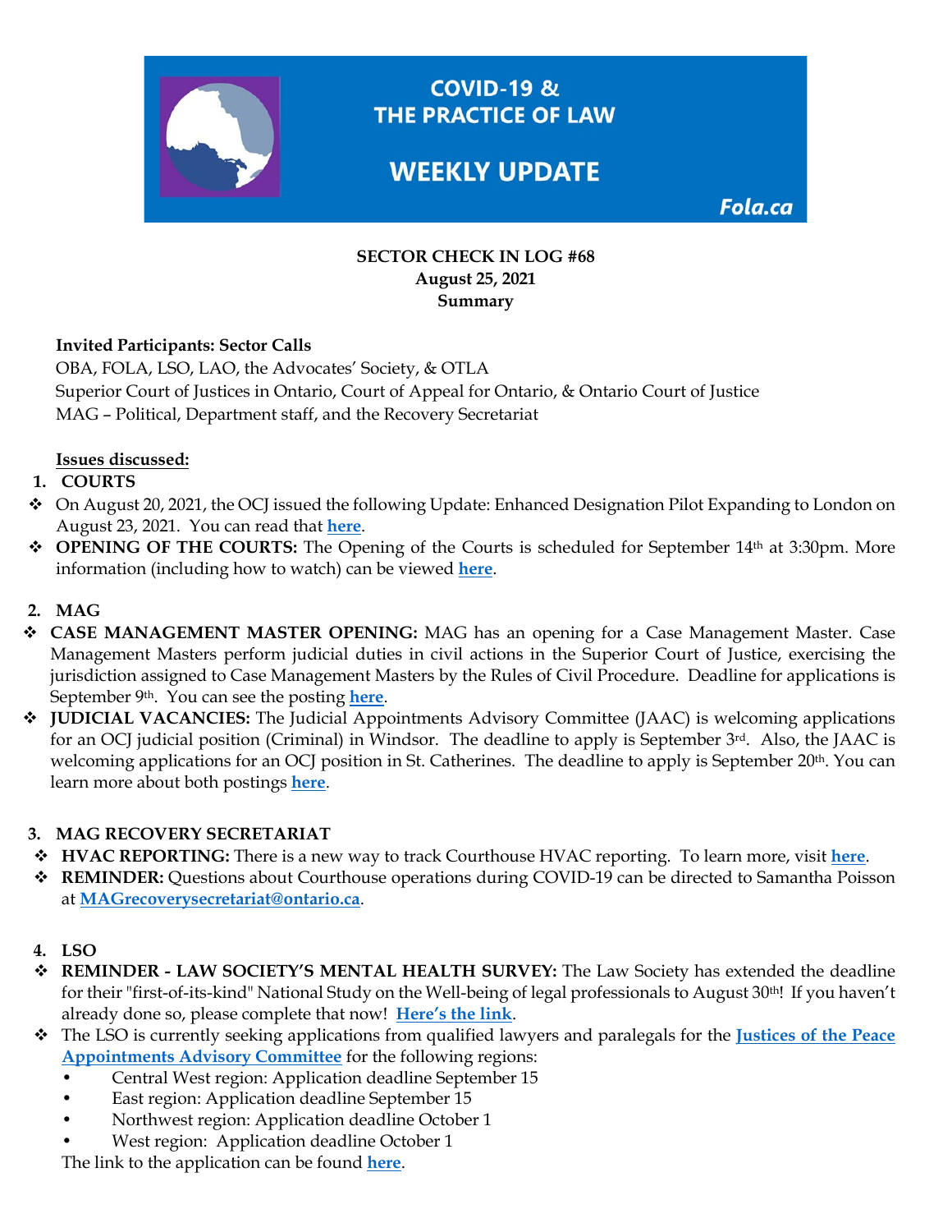# COVID-19 & THE PRACTICE OF LAW

## WEEKLY UPDATE

Fola.ca

**SECTOR CHECK IN LOG #68**
**August 25, 2021**
**Summary**

**Invited Participants: Sector Calls**
OBA, FOLA, LSO, LAO, the Advocates' Society, & OTLA
Superior Court of Justices in Ontario, Court of Appeal for Ontario, & Ontario Court of Justice
MAG – Political, Department staff, and the Recovery Secretariat

**Issues discussed:**

1. **COURTS**

- On August 20, 2021, the OCJ issued the following Update: Enhanced Designation Pilot Expanding to London on August 23, 2021. You can read that **here**.
- **OPENING OF THE COURTS:** The Opening of the Courts is scheduled for September 14th at 3:30pm. More information (including how to watch) can be viewed **here**.

2. **MAG**

- **CASE MANAGEMENT MASTER OPENING:** MAG has an opening for a Case Management Master. Case Management Masters perform judicial duties in civil actions in the Superior Court of Justice, exercising the jurisdiction assigned to Case Management Masters by the Rules of Civil Procedure. Deadline for applications is September 9th. You can see the posting **here**.
- **JUDICIAL VACANCIES:** The Judicial Appointments Advisory Committee (JAAC) is welcoming applications for an OCJ judicial position (Criminal) in Windsor. The deadline to apply is September 3rd. Also, the JAAC is welcoming applications for an OCJ position in St. Catherines. The deadline to apply is September 20th. You can learn more about both postings **here**.

3. **MAG RECOVERY SECRETARIAT**

- **HVAC REPORTING:** There is a new way to track Courthouse HVAC reporting. To learn more, visit **here**.
- **REMINDER:** Questions about Courthouse operations during COVID-19 can be directed to Samantha Poisson at **MAGrecoverysecretariat@ontario.ca**.

4. **LSO**

- **REMINDER - LAW SOCIETY'S MENTAL HEALTH SURVEY:** The Law Society has extended the deadline for their "first-of-its-kind" National Study on the Well-being of legal professionals to August 30th! If you haven't already done so, please complete that now! **Here's the link**.
- The LSO is currently seeking applications from qualified lawyers and paralegals for the **Justices of the Peace Appointments Advisory Committee** for the following regions:
  - Central West region: Application deadline September 15
  - East region: Application deadline September 15
  - Northwest region: Application deadline October 1
  - West region: Application deadline October 1

  The link to the application can be found **here**.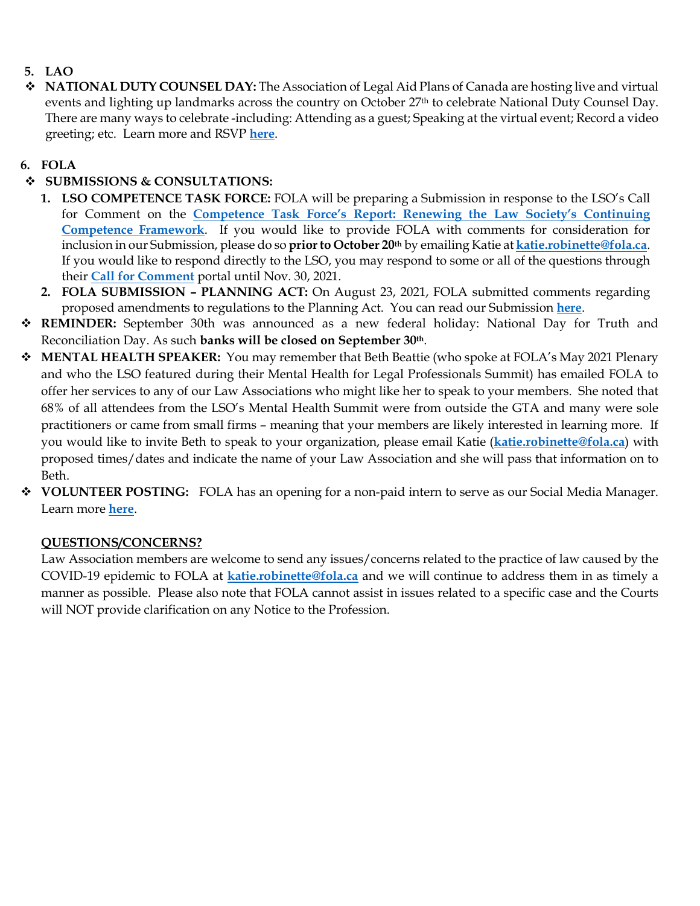5. **LAO**

- **NATIONAL DUTY COUNSEL DAY:** The Association of Legal Aid Plans of Canada are hosting live and virtual events and lighting up landmarks across the country on October 27th to celebrate National Duty Counsel Day. There are many ways to celebrate -including: Attending as a guest; Speaking at the virtual event; Record a video greeting; etc. Learn more and RSVP **here**.

6. **FOLA**

- **SUBMISSIONS & CONSULTATIONS:**
  1. **LSO COMPETENCE TASK FORCE:** FOLA will be preparing a Submission in response to the LSO's Call for Comment on the **Competence Task Force's Report: Renewing the Law Society's Continuing Competence Framework**. If you would like to provide FOLA with comments for consideration for inclusion in our Submission, please do so **prior to October 20th** by emailing Katie at **katie.robinette@fola.ca**. If you would like to respond directly to the LSO, you may respond to some or all of the questions through their **Call for Comment** portal until Nov. 30, 2021.
  2. **FOLA SUBMISSION – PLANNING ACT:** On August 23, 2021, FOLA submitted comments regarding proposed amendments to regulations to the Planning Act. You can read our Submission **here**.
- **REMINDER:** September 30th was announced as a new federal holiday: National Day for Truth and Reconciliation Day. As such **banks will be closed on September 30th**.
- **MENTAL HEALTH SPEAKER:** You may remember that Beth Beattie (who spoke at FOLA's May 2021 Plenary and who the LSO featured during their Mental Health for Legal Professionals Summit) has emailed FOLA to offer her services to any of our Law Associations who might like her to speak to your members. She noted that 68% of all attendees from the LSO's Mental Health Summit were from outside the GTA and many were sole practitioners or came from small firms – meaning that your members are likely interested in learning more. If you would like to invite Beth to speak to your organization, please email Katie (**katie.robinette@fola.ca**) with proposed times/dates and indicate the name of your Law Association and she will pass that information on to Beth.
- **VOLUNTEER POSTING:** FOLA has an opening for a non-paid intern to serve as our Social Media Manager. Learn more **here**.

**QUESTIONS/CONCERNS?**

Law Association members are welcome to send any issues/concerns related to the practice of law caused by the COVID-19 epidemic to FOLA at **katie.robinette@fola.ca** and we will continue to address them in as timely a manner as possible. Please also note that FOLA cannot assist in issues related to a specific case and the Courts will NOT provide clarification on any Notice to the Profession.